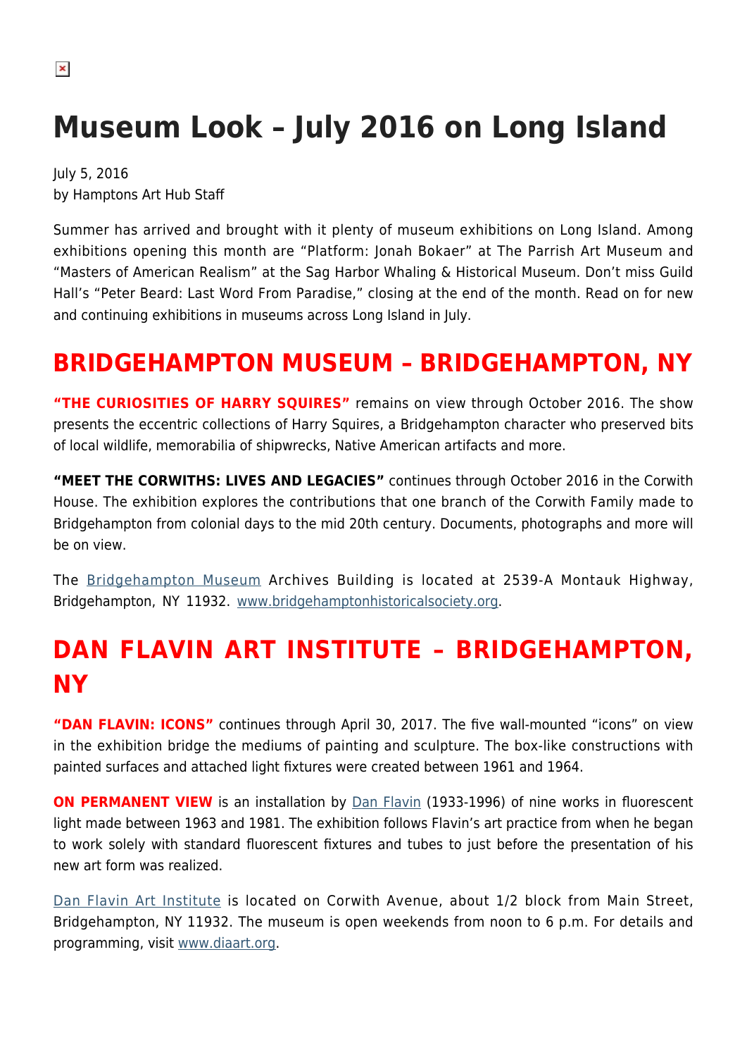# Museum Look – July 2016 on Long Island

July 5, 2016
by Hamptons Art Hub Staff

Summer has arrived and brought with it plenty of museum exhibitions on Long Island. Among exhibitions opening this month are "Platform: Jonah Bokaer" at The Parrish Art Museum and "Masters of American Realism" at the Sag Harbor Whaling & Historical Museum. Don't miss Guild Hall's "Peter Beard: Last Word From Paradise," closing at the end of the month. Read on for new and continuing exhibitions in museums across Long Island in July.

## BRIDGEHAMPTON MUSEUM – BRIDGEHAMPTON, NY

**"THE CURIOSITIES OF HARRY SQUIRES"** remains on view through October 2016. The show presents the eccentric collections of Harry Squires, a Bridgehampton character who preserved bits of local wildlife, memorabilia of shipwrecks, Native American artifacts and more.

**"MEET THE CORWITHS: LIVES AND LEGACIES"** continues through October 2016 in the Corwith House. The exhibition explores the contributions that one branch of the Corwith Family made to Bridgehampton from colonial days to the mid 20th century. Documents, photographs and more will be on view.

The Bridgehampton Museum Archives Building is located at 2539-A Montauk Highway, Bridgehampton, NY 11932. www.bridgehamptonhistoricalsociety.org.

## DAN FLAVIN ART INSTITUTE – BRIDGEHAMPTON, NY

**"DAN FLAVIN: ICONS"** continues through April 30, 2017. The five wall-mounted "icons" on view in the exhibition bridge the mediums of painting and sculpture. The box-like constructions with painted surfaces and attached light fixtures were created between 1961 and 1964.

**ON PERMANENT VIEW** is an installation by Dan Flavin (1933-1996) of nine works in fluorescent light made between 1963 and 1981. The exhibition follows Flavin's art practice from when he began to work solely with standard fluorescent fixtures and tubes to just before the presentation of his new art form was realized.

Dan Flavin Art Institute is located on Corwith Avenue, about 1/2 block from Main Street, Bridgehampton, NY 11932. The museum is open weekends from noon to 6 p.m. For details and programming, visit www.diaart.org.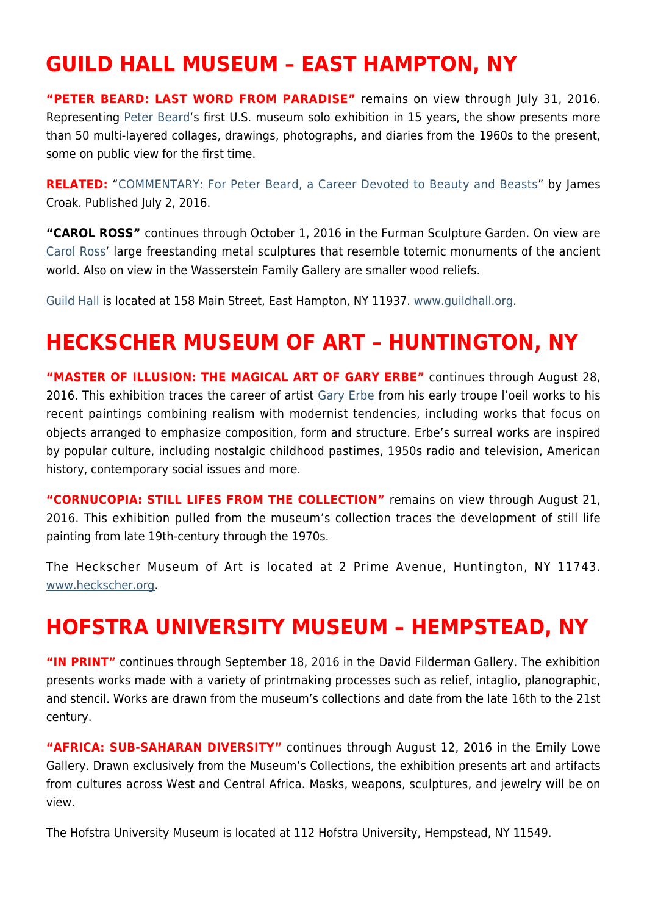## GUILD HALL MUSEUM – EAST HAMPTON, NY

**"PETER BEARD: LAST WORD FROM PARADISE"** remains on view through July 31, 2016. Representing Peter Beard's first U.S. museum solo exhibition in 15 years, the show presents more than 50 multi-layered collages, drawings, photographs, and diaries from the 1960s to the present, some on public view for the first time.

**RELATED:** "COMMENTARY: For Peter Beard, a Career Devoted to Beauty and Beasts" by James Croak. Published July 2, 2016.

**"CAROL ROSS"** continues through October 1, 2016 in the Furman Sculpture Garden. On view are Carol Ross' large freestanding metal sculptures that resemble totemic monuments of the ancient world. Also on view in the Wasserstein Family Gallery are smaller wood reliefs.

Guild Hall is located at 158 Main Street, East Hampton, NY 11937. www.guildhall.org.

## HECKSCHER MUSEUM OF ART – HUNTINGTON, NY

**"MASTER OF ILLUSION: THE MAGICAL ART OF GARY ERBE"** continues through August 28, 2016. This exhibition traces the career of artist Gary Erbe from his early troupe l'oeil works to his recent paintings combining realism with modernist tendencies, including works that focus on objects arranged to emphasize composition, form and structure. Erbe's surreal works are inspired by popular culture, including nostalgic childhood pastimes, 1950s radio and television, American history, contemporary social issues and more.

**"CORNUCOPIA: STILL LIFES FROM THE COLLECTION"** remains on view through August 21, 2016. This exhibition pulled from the museum's collection traces the development of still life painting from late 19th-century through the 1970s.

The Heckscher Museum of Art is located at 2 Prime Avenue, Huntington, NY 11743. www.heckscher.org.

## HOFSTRA UNIVERSITY MUSEUM – HEMPSTEAD, NY

**"IN PRINT"** continues through September 18, 2016 in the David Filderman Gallery. The exhibition presents works made with a variety of printmaking processes such as relief, intaglio, planographic, and stencil. Works are drawn from the museum's collections and date from the late 16th to the 21st century.

**"AFRICA: SUB-SAHARAN DIVERSITY"** continues through August 12, 2016 in the Emily Lowe Gallery. Drawn exclusively from the Museum's Collections, the exhibition presents art and artifacts from cultures across West and Central Africa. Masks, weapons, sculptures, and jewelry will be on view.

The Hofstra University Museum is located at 112 Hofstra University, Hempstead, NY 11549.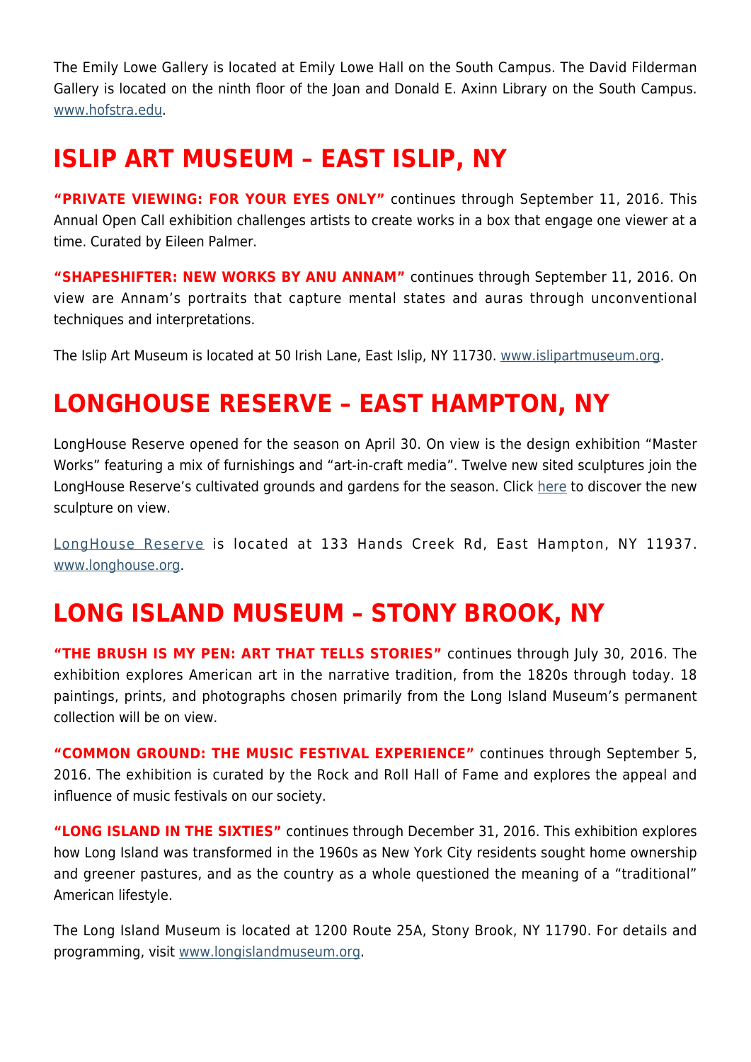The Emily Lowe Gallery is located at Emily Lowe Hall on the South Campus. The David Filderman Gallery is located on the ninth floor of the Joan and Donald E. Axinn Library on the South Campus. www.hofstra.edu.

## ISLIP ART MUSEUM – EAST ISLIP, NY

**"PRIVATE VIEWING: FOR YOUR EYES ONLY"** continues through September 11, 2016. This Annual Open Call exhibition challenges artists to create works in a box that engage one viewer at a time. Curated by Eileen Palmer.

**"SHAPESHIFTER: NEW WORKS BY ANU ANNAM"** continues through September 11, 2016. On view are Annam's portraits that capture mental states and auras through unconventional techniques and interpretations.

The Islip Art Museum is located at 50 Irish Lane, East Islip, NY 11730. www.islipartmuseum.org.

## LONGHOUSE RESERVE – EAST HAMPTON, NY

LongHouse Reserve opened for the season on April 30. On view is the design exhibition "Master Works" featuring a mix of furnishings and "art-in-craft media". Twelve new sited sculptures join the LongHouse Reserve's cultivated grounds and gardens for the season. Click here to discover the new sculpture on view.

LongHouse Reserve is located at 133 Hands Creek Rd, East Hampton, NY 11937. www.longhouse.org.

## LONG ISLAND MUSEUM – STONY BROOK, NY

**"THE BRUSH IS MY PEN: ART THAT TELLS STORIES"** continues through July 30, 2016. The exhibition explores American art in the narrative tradition, from the 1820s through today. 18 paintings, prints, and photographs chosen primarily from the Long Island Museum's permanent collection will be on view.

**"COMMON GROUND: THE MUSIC FESTIVAL EXPERIENCE"** continues through September 5, 2016. The exhibition is curated by the Rock and Roll Hall of Fame and explores the appeal and influence of music festivals on our society.

**"LONG ISLAND IN THE SIXTIES"** continues through December 31, 2016. This exhibition explores how Long Island was transformed in the 1960s as New York City residents sought home ownership and greener pastures, and as the country as a whole questioned the meaning of a "traditional" American lifestyle.

The Long Island Museum is located at 1200 Route 25A, Stony Brook, NY 11790. For details and programming, visit www.longislandmuseum.org.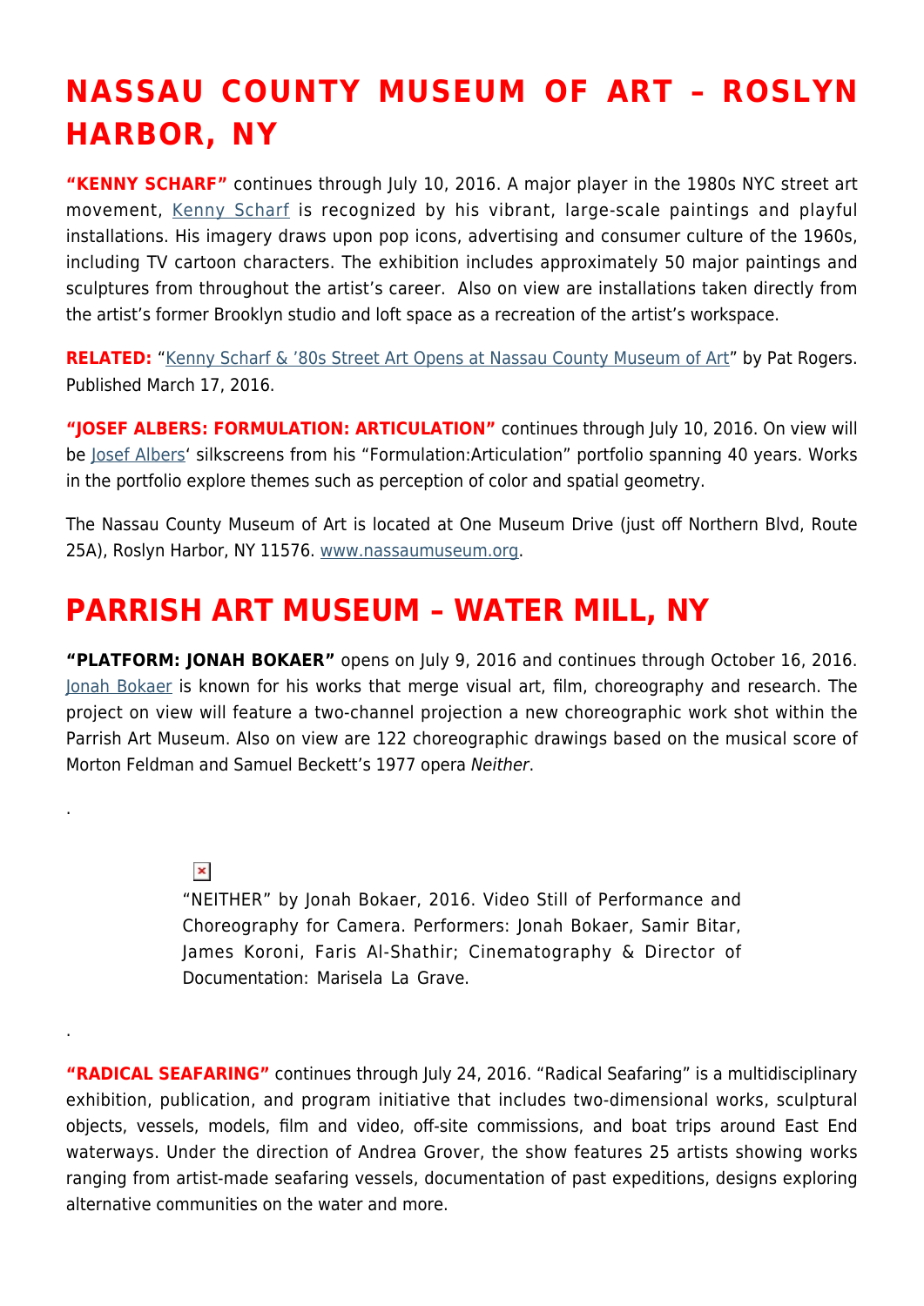# NASSAU COUNTY MUSEUM OF ART – ROSLYN HARBOR, NY

**"KENNY SCHARF"** continues through July 10, 2016. A major player in the 1980s NYC street art movement, Kenny Scharf is recognized by his vibrant, large-scale paintings and playful installations. His imagery draws upon pop icons, advertising and consumer culture of the 1960s, including TV cartoon characters. The exhibition includes approximately 50 major paintings and sculptures from throughout the artist's career. Also on view are installations taken directly from the artist's former Brooklyn studio and loft space as a recreation of the artist's workspace.

**RELATED:** "Kenny Scharf & '80s Street Art Opens at Nassau County Museum of Art" by Pat Rogers. Published March 17, 2016.

**"JOSEF ALBERS: FORMULATION: ARTICULATION"** continues through July 10, 2016. On view will be Josef Albers' silkscreens from his "Formulation:Articulation" portfolio spanning 40 years. Works in the portfolio explore themes such as perception of color and spatial geometry.

The Nassau County Museum of Art is located at One Museum Drive (just off Northern Blvd, Route 25A), Roslyn Harbor, NY 11576. www.nassaumuseum.org.

# PARRISH ART MUSEUM – WATER MILL, NY

**"PLATFORM: JONAH BOKAER"** opens on July 9, 2016 and continues through October 16, 2016. Jonah Bokaer is known for his works that merge visual art, film, choreography and research. The project on view will feature a two-channel projection a new choreographic work shot within the Parrish Art Museum. Also on view are 122 choreographic drawings based on the musical score of Morton Feldman and Samuel Beckett's 1977 opera *Neither*.

.

"NEITHER" by Jonah Bokaer, 2016. Video Still of Performance and Choreography for Camera. Performers: Jonah Bokaer, Samir Bitar, James Koroni, Faris Al-Shathir; Cinematography & Director of Documentation: Marisela La Grave.

.

**"RADICAL SEAFARING"** continues through July 24, 2016. "Radical Seafaring" is a multidisciplinary exhibition, publication, and program initiative that includes two-dimensional works, sculptural objects, vessels, models, film and video, off-site commissions, and boat trips around East End waterways. Under the direction of Andrea Grover, the show features 25 artists showing works ranging from artist-made seafaring vessels, documentation of past expeditions, designs exploring alternative communities on the water and more.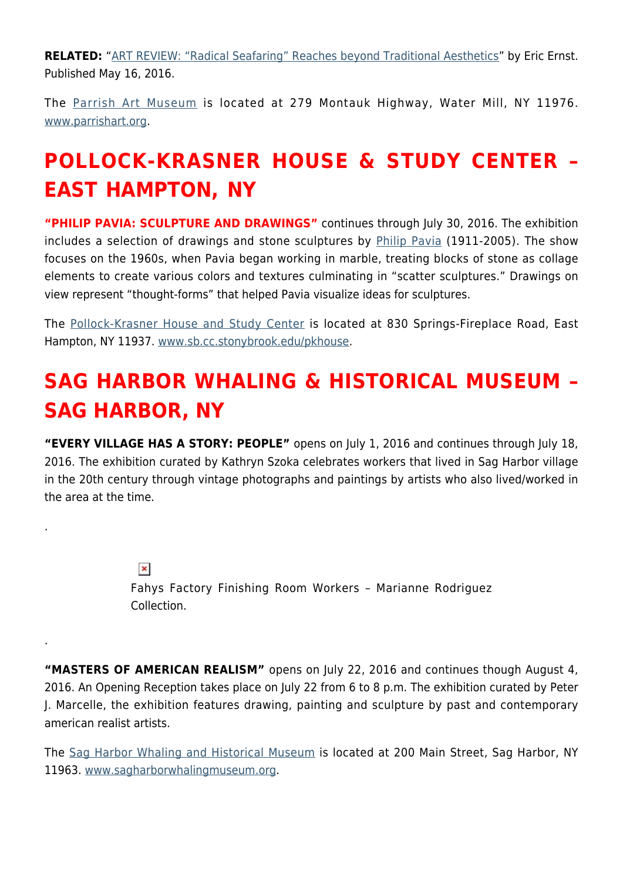**RELATED:** "ART REVIEW: "Radical Seafaring" Reaches beyond Traditional Aesthetics" by Eric Ernst. Published May 16, 2016.

The Parrish Art Museum is located at 279 Montauk Highway, Water Mill, NY 11976. www.parrishart.org.

## POLLOCK-KRASNER HOUSE & STUDY CENTER – EAST HAMPTON, NY

**"PHILIP PAVIA: SCULPTURE AND DRAWINGS"** continues through July 30, 2016. The exhibition includes a selection of drawings and stone sculptures by Philip Pavia (1911-2005). The show focuses on the 1960s, when Pavia began working in marble, treating blocks of stone as collage elements to create various colors and textures culminating in "scatter sculptures." Drawings on view represent "thought-forms" that helped Pavia visualize ideas for sculptures.

The Pollock-Krasner House and Study Center is located at 830 Springs-Fireplace Road, East Hampton, NY 11937. www.sb.cc.stonybrook.edu/pkhouse.

## SAG HARBOR WHALING & HISTORICAL MUSEUM – SAG HARBOR, NY

**"EVERY VILLAGE HAS A STORY: PEOPLE"** opens on July 1, 2016 and continues through July 18, 2016. The exhibition curated by Kathryn Szoka celebrates workers that lived in Sag Harbor village in the 20th century through vintage photographs and paintings by artists who also lived/worked in the area at the time.

.

Fahys Factory Finishing Room Workers – Marianne Rodriguez Collection.

.

**"MASTERS OF AMERICAN REALISM"** opens on July 22, 2016 and continues though August 4, 2016. An Opening Reception takes place on July 22 from 6 to 8 p.m. The exhibition curated by Peter J. Marcelle, the exhibition features drawing, painting and sculpture by past and contemporary american realist artists.

The Sag Harbor Whaling and Historical Museum is located at 200 Main Street, Sag Harbor, NY 11963. www.sagharborwhalingmuseum.org.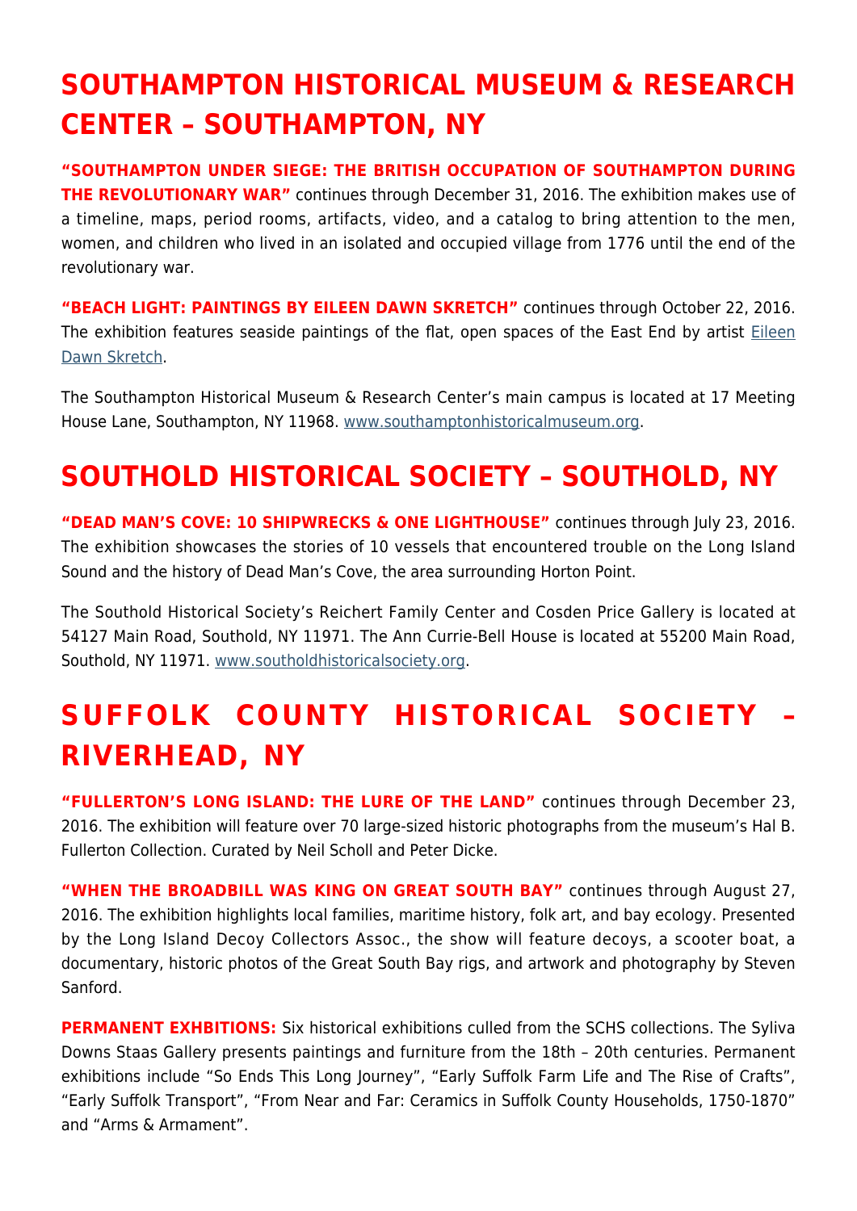## SOUTHAMPTON HISTORICAL MUSEUM & RESEARCH CENTER – SOUTHAMPTON, NY

**"SOUTHAMPTON UNDER SIEGE: THE BRITISH OCCUPATION OF SOUTHAMPTON DURING THE REVOLUTIONARY WAR"** continues through December 31, 2016. The exhibition makes use of a timeline, maps, period rooms, artifacts, video, and a catalog to bring attention to the men, women, and children who lived in an isolated and occupied village from 1776 until the end of the revolutionary war.

**"BEACH LIGHT: PAINTINGS BY EILEEN DAWN SKRETCH"** continues through October 22, 2016. The exhibition features seaside paintings of the flat, open spaces of the East End by artist Eileen Dawn Skretch.

The Southampton Historical Museum & Research Center's main campus is located at 17 Meeting House Lane, Southampton, NY 11968. www.southamptonhistoricalmuseum.org.

## SOUTHOLD HISTORICAL SOCIETY – SOUTHOLD, NY

**"DEAD MAN'S COVE: 10 SHIPWRECKS & ONE LIGHTHOUSE"** continues through July 23, 2016. The exhibition showcases the stories of 10 vessels that encountered trouble on the Long Island Sound and the history of Dead Man's Cove, the area surrounding Horton Point.

The Southold Historical Society's Reichert Family Center and Cosden Price Gallery is located at 54127 Main Road, Southold, NY 11971. The Ann Currie-Bell House is located at 55200 Main Road, Southold, NY 11971. www.southoldhistoricalsociety.org.

## SUFFOLK COUNTY HISTORICAL SOCIETY – RIVERHEAD, NY

**"FULLERTON'S LONG ISLAND: THE LURE OF THE LAND"** continues through December 23, 2016. The exhibition will feature over 70 large-sized historic photographs from the museum's Hal B. Fullerton Collection. Curated by Neil Scholl and Peter Dicke.

**"WHEN THE BROADBILL WAS KING ON GREAT SOUTH BAY"** continues through August 27, 2016. The exhibition highlights local families, maritime history, folk art, and bay ecology. Presented by the Long Island Decoy Collectors Assoc., the show will feature decoys, a scooter boat, a documentary, historic photos of the Great South Bay rigs, and artwork and photography by Steven Sanford.

**PERMANENT EXHBITIONS:** Six historical exhibitions culled from the SCHS collections. The Syliva Downs Staas Gallery presents paintings and furniture from the 18th – 20th centuries. Permanent exhibitions include "So Ends This Long Journey", "Early Suffolk Farm Life and The Rise of Crafts", "Early Suffolk Transport", "From Near and Far: Ceramics in Suffolk County Households, 1750-1870" and "Arms & Armament".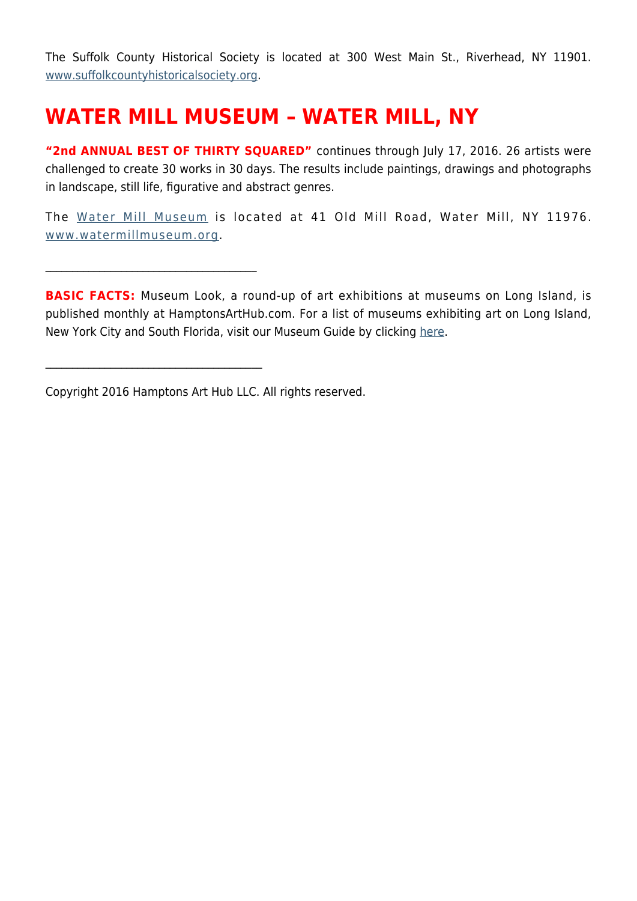The Suffolk County Historical Society is located at 300 West Main St., Riverhead, NY 11901. www.suffolkcountyhistoricalsociety.org.

## WATER MILL MUSEUM – WATER MILL, NY

**"2nd ANNUAL BEST OF THIRTY SQUARED"** continues through July 17, 2016. 26 artists were challenged to create 30 works in 30 days. The results include paintings, drawings and photographs in landscape, still life, figurative and abstract genres.

The Water Mill Museum is located at 41 Old Mill Road, Water Mill, NY 11976. www.watermillmuseum.org.

---

**BASIC FACTS:** Museum Look, a round-up of art exhibitions at museums on Long Island, is published monthly at HamptonsArtHub.com. For a list of museums exhibiting art on Long Island, New York City and South Florida, visit our Museum Guide by clicking here.

---

Copyright 2016 Hamptons Art Hub LLC. All rights reserved.